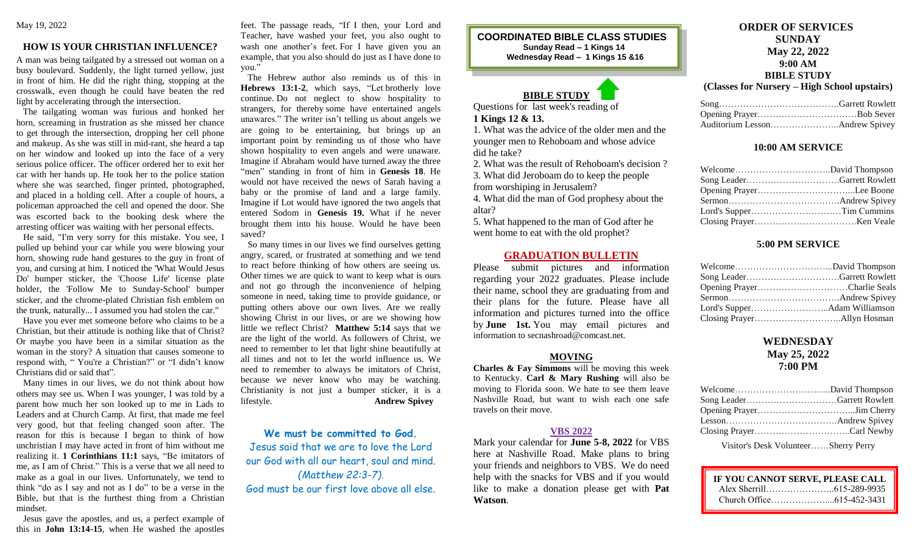May 19, 2022

## HOW IS YOUR CHRISTIAN INFLUENCE?

A man was being tailgated by a stressed out woman on a busy boulevard. Suddenly, the light turned yellow, just in front of him. He did the right thing, stopping at the crosswalk, even though he could have beaten the red light by accelerating through the intersection.

The tailgating woman was furious and honked her horn, screaming in frustration as she missed her chance to get through the intersection, dropping her cell phone and makeup. As she was still in mid-rant, she heard a tap on her window and looked up into the face of a very serious police officer. The officer ordered her to exit her car with her hands up. He took her to the police station where she was searched, finger printed, photographed, and placed in a holding cell. After a couple of hours, a policeman approached the cell and opened the door. She was escorted back to the booking desk where the arresting officer was waiting with her personal effects.

He said, "I'm very sorry for this mistake. You see, I pulled up behind your car while you were blowing your horn, showing rude hand gestures to the guy in front of you, and cursing at him. I noticed the 'What Would Jesus Do' bumper sticker, the 'Choose Life' license plate holder, the 'Follow Me to Sunday-School' bumper sticker, and the chrome-plated Christian fish emblem on the trunk, naturally... I assumed you had stolen the car."

Have you ever met someone before who claims to be a Christian, but their attitude is nothing like that of Christ? Or maybe you have been in a similar situation as the woman in the story? A situation that causes someone to respond with, " You're a Christian?" or "I didn't know Christians did or said that".

Many times in our lives, we do not think about how others may see us. When I was younger, I was told by a parent how much her son looked up to me in Lads to Leaders and at Church Camp. At first, that made me feel very good, but that feeling changed soon after. The reason for this is because I began to think of how unchristian I may have acted in front of him without me realizing it. **1 Corinthians 11:1** says, "Be imitators of me, as I am of Christ." This is a verse that we all need to make as a goal in our lives. Unfortunately, we tend to think "do as I say and not as I do" to be a verse in the Bible, but that is the furthest thing from a Christian mindset.

Jesus gave the apostles, and us, a perfect example of this in **John 13:14-15**, when He washed the apostles feet. The passage reads, "If I then, your Lord and Teacher, have washed your feet, you also ought to wash one another's feet. For I have given you an example, that you also should do just as I have done to you."

The Hebrew author also reminds us of this in **Hebrews 13:1-2**, which says, "Let brotherly love continue. Do not neglect to show hospitality to strangers, for thereby some have entertained angels unawares." The writer isn't telling us about angels we are going to be entertaining, but brings up an important point by reminding us of those who have shown hospitality to even angels and were unaware. Imagine if Abraham would have turned away the three "men" standing in front of him in **Genesis 18**. He would not have received the news of Sarah having a baby or the promise of land and a large family. Imagine if Lot would have ignored the two angels that entered Sodom in **Genesis 19.** What if he never brought them into his house. Would he have been saved?

So many times in our lives we find ourselves getting angry, scared, or frustrated at something and we tend to react before thinking of how others are seeing us. Other times we are quick to want to keep what is ours and not go through the inconvenience of helping someone in need, taking time to provide guidance, or putting others above our own lives. Are we really showing Christ in our lives, or are we showing how little we reflect Christ? **Matthew 5:14** says that we are the light of the world. As followers of Christ, we need to remember to let that light shine beautifully at all times and not to let the world influence us. We need to remember to always be imitators of Christ, because we never know who may be watching. Christianity is not just a bumper sticker, it is a lifestyle. **Andrew Spivey**

**We must be committed to God.**
Jesus said that we are to love the Lord our God with all our heart, soul and mind. *(Matthew 22:3-7).*
God must be our first love above all else.

**COORDINATED BIBLE CLASS STUDIES**
**Sunday Read – 1 Kings 14**
**Wednesday Read – 1 Kings 15 &16**

## BIBLE STUDY

Questions for last week's reading of
**1 Kings 12 & 13.**

1. What was the advice of the older men and the younger men to Rehoboam and whose advice did he take?
2. What was the result of Rehoboam's decision ?
3. What did Jeroboam do to keep the people from worshiping in Jerusalem?
4. What did the man of God prophesy about the altar?
5. What happened to the man of God after he went home to eat with the old prophet?

## GRADUATION BULLETIN

Please submit pictures and information regarding your 2022 graduates. Please include their name, school they are graduating from and their plans for the future. Please have all information and pictures turned into the office by **June 1st.** You may email pictures and information to secnashroad@comcast.net.

## MOVING

**Charles & Fay Simmons** will be moving this week to Kentucky. **Carl & Mary Rushing** will also be moving to Florida soon. We hate to see them leave Nashville Road, but want to wish each one safe travels on their move.

## VBS 2022

Mark your calendar for **June 5-8, 2022** for VBS here at Nashville Road. Make plans to bring your friends and neighbors to VBS. We do need help with the snacks for VBS and if you would like to make a donation please get with **Pat Watson**.

## ORDER OF SERVICES
**SUNDAY**
**May 22, 2022**
**9:00 AM**
**BIBLE STUDY**
**(Classes for Nursery – High School upstairs)**

Song……………………………………Garrett Rowlett
Opening Prayer……………………………Bob Sever
Auditorium Lesson…………………..Andrew Spivey

### 10:00 AM SERVICE

Welcome…………………………..David Thompson
Song Leader…………………………Garrett Rowlett
Opening Prayer…………………………...Lee Boone
Sermon……………………………….Andrew Spivey
Lord's Supper…………………………Tim Cummins
Closing Prayer…………………………….Ken Veale

### 5:00 PM SERVICE

Welcome…………………………...David Thompson
Song Leader…………………………Garrett Rowlett
Opening Prayer…………………………Charlie Seals
Sermon……………………………….Andrew Spivey
Lord's Supper……………………..Adam Williamson
Closing Prayer……………………….Allyn Hosman

### WEDNESDAY
**May 25, 2022**
**7:00 PM**

Welcome…………………………..David Thompson
Song Leader…………………………Garrett Rowlett
Opening Prayer…………………………..Jim Cherry
Lesson……………………………….Andrew Spivey
Closing Prayer…………………………..Carl Newby

Visitor's Desk Volunteer……Sherry Perry

**IF YOU CANNOT SERVE, PLEASE CALL**
Alex Sherrill…………………..615-289-9935
Church Office………………...615-452-3431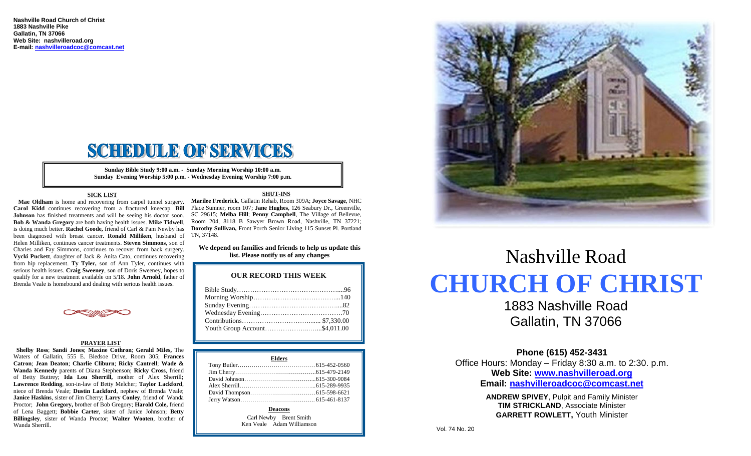**Nashville Road Church of Christ**
**1883 Nashville Pike**
**Gallatin, TN 37066**
**Web Site: nashvilleroad.org**
**E-mail: nashvilleroadcoc@comcast.net**

# SCHEDULE OF SERVICES

**Sunday Bible Study 9:00 a.m. - Sunday Morning Worship 10:00 a.m.**
**Sunday Evening Worship 5:00 p.m. - Wednesday Evening Worship 7:00 p.m.**

## SICK LIST

**Mae Oldham** is home and recovering from carpel tunnel surgery**. Carol Kidd** continues recovering from a fractured kneecap. **Bill Johnson** has finished treatments and will be seeing his doctor soon. **Bob & Wanda Gregory** are both having health issues. **Mike Tidwell**, is doing much better. **Rachel Goode,** friend of Carl & Pam Newby has been diagnosed with breast cancer**. Ronald Milliken**, husband of Helen Milliken, continues cancer treatments. **Steven Simmons**, son of Charles and Fay Simmons, continues to recover from back surgery. **Vycki Puckett**, daughter of Jack & Anita Cato, continues recovering from hip replacement. **Ty Tyler,** son of Ann Tyler, continues with serious health issues. **Craig Sweeney**, son of Doris Sweeney, hopes to qualify for a new treatment available on 5/18. **John Arnold**, father of Brenda Veale is homebound and dealing with serious health issues.

## PRAYER LIST

**Shelby Ross**; **Sandi Jones**; **Maxine Cothron**; **Gerald Miles,** The Waters of Gallatin, 555 E. Bledsoe Drive, Room 305; **Frances Catron**; **Jean Deaton**; **Charlie Cliburn**; **Ricky Cantrell**; **Wade & Wanda Kennedy** parents of Diana Stephenson; **Ricky Cross**, friend of Betty Buttrey; **Ida Lou Sherrill,** mother of Alex Sherrill**; Lawrence Redding**, son-in-law of Betty Melcher; **Taylor Lackford**, niece of Brenda Veale; **Dustin Lackford**, nephew of Brenda Veale; **Janice Haskins**, sister of Jim Cherry; **Larry Conley**, friend of Wanda Proctor; **John Gregory,** brother of Bob Gregory; **Harold Cole,** friend of Lena Baggett; **Bobbie Carter**, sister of Janice Johnson; **Betty Billingsley**, sister of Wanda Proctor; **Walter Wooten**, brother of Wanda Sherrill.

## SHUT-INS

**Marilee Frederick**, Gallatin Rehab, Room 309A; **Joyce Savage**, NHC Place Sumner, room 107; **Jane Hughes**, 126 Seabury Dr., Greenville, SC 29615; **Melba Hill**; **Penny Campbell**, The Village of Bellevue, Room 204, 8118 B Sawyer Brown Road, Nashville, TN 37221; **Dorothy Sullivan,** Front Porch Senior Living 115 Sunset Pl. Portland TN, 37148.

**We depend on families and friends to help us update this list. Please notify us of any changes**

## OUR RECORD THIS WEEK

| | |
|---|---|
| Bible Study | 96 |
| Morning Worship | 140 |
| Sunday Evening | 82 |
| Wednesday Evening | 70 |
| Contributions | $7,330.00 |
| Youth Group Account | $4,011.00 |

## Elders

| | |
|---|---|
| Tony Butler | 615-452-0560 |
| Jim Cherry | 615-479-2149 |
| David Johnson | 615-300-9084 |
| Alex Sherrill | 615-289-9935 |
| David Thompson | 615-598-6621 |
| Jerry Watson | 615-461-8137 |

## Deacons

Carl Newby Brent Smith
Ken Veale Adam Williamson

# Nashville Road
# CHURCH OF CHRIST

1883 Nashville Road
Gallatin, TN 37066

**Phone (615) 452-3431**
Office Hours: Monday – Friday 8:30 a.m. to 2:30. p.m.
**Web Site: www.nashvilleroad.org**
**Email: nashvilleroadcoc@comcast.net**

**ANDREW SPIVEY**, Pulpit and Family Minister
**TIM STRICKLAND**, Associate Minister
**GARRETT ROWLETT,** Youth Minister

Vol. 74 No. 20